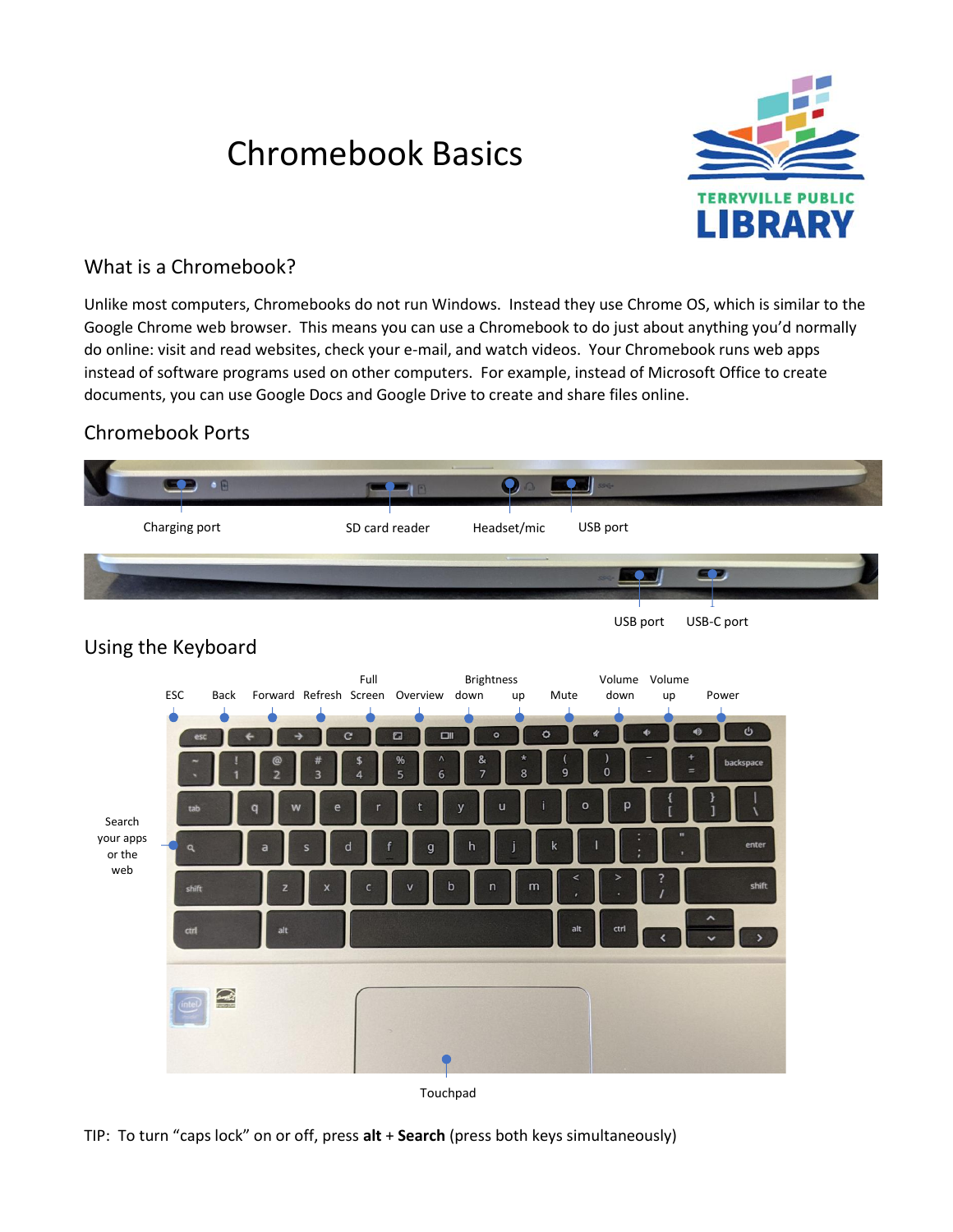# Chromebook Basics

TERRYVILLE PUBLIC LIBRARY

## What is a Chromebook?

Unlike most computers, Chromebooks do not run Windows. Instead they use Chrome OS, which is similar to the Google Chrome web browser. This means you can use a Chromebook to do just about anything you'd normally do online: visit and read websites, check your e-mail, and watch videos. Your Chromebook runs web apps instead of software programs used on other computers. For example, instead of Microsoft Office to create documents, you can use Google Docs and Google Drive to create and share files online.

## Chromebook Ports

Charging port SD card reader Headset/mic USB port

USB port USB-C port

## Using the Keyboard

ESC Back Forward Refresh Full Screen Overview Brightness down Brightness up Mute Volume down Volume up Power

Search your apps or the web

Touchpad

TIP: To turn "caps lock" on or off, press **alt** + **Search** (press both keys simultaneously)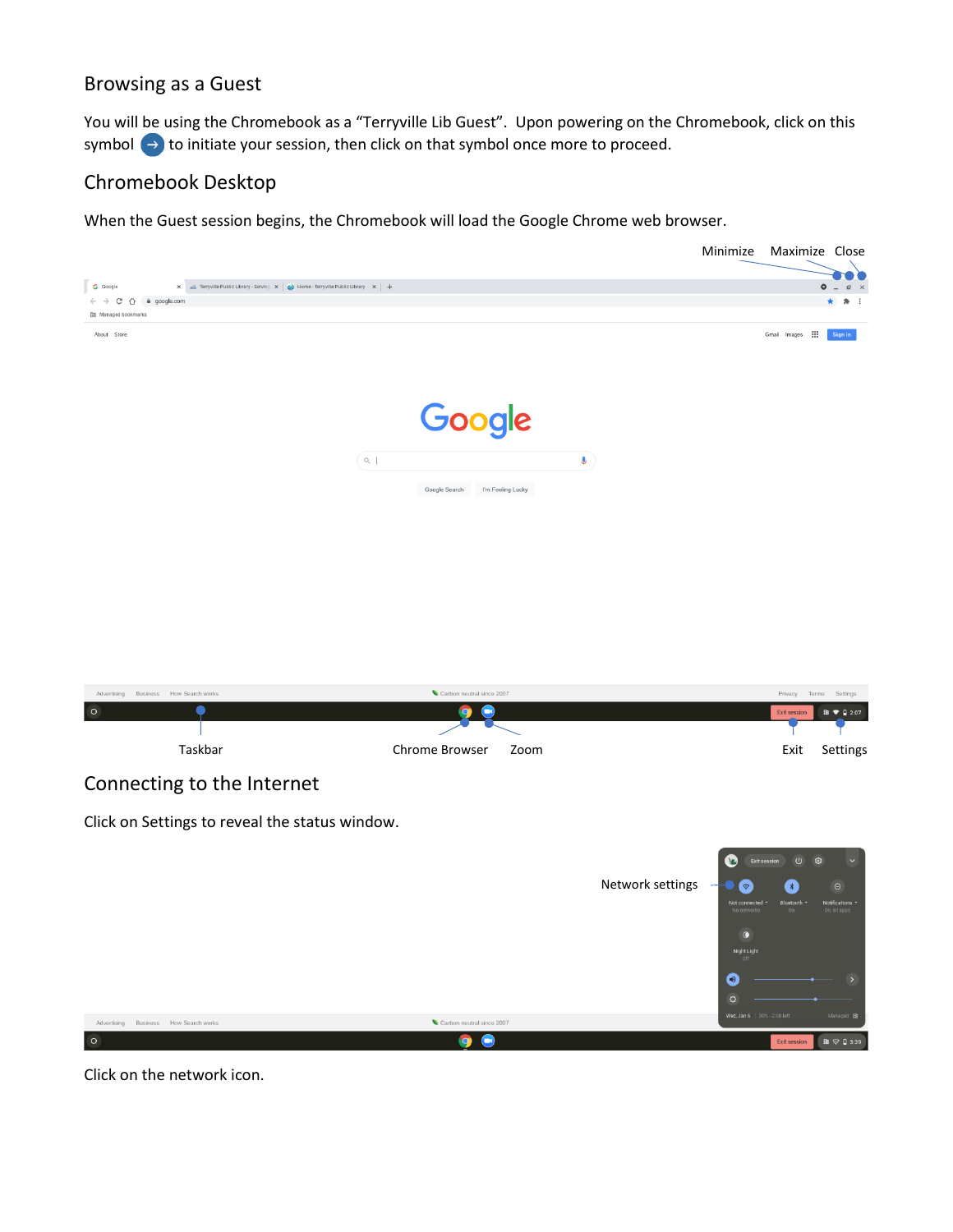## Browsing as a Guest

You will be using the Chromebook as a "Terryville Lib Guest". Upon powering on the Chromebook, click on this symbol → to initiate your session, then click on that symbol once more to proceed.

## Chromebook Desktop

When the Guest session begins, the Chromebook will load the Google Chrome web browser.

Minimize Maximize Close

Taskbar Chrome Browser Zoom Exit Settings

## Connecting to the Internet

Click on Settings to reveal the status window.

Network settings

Click on the network icon.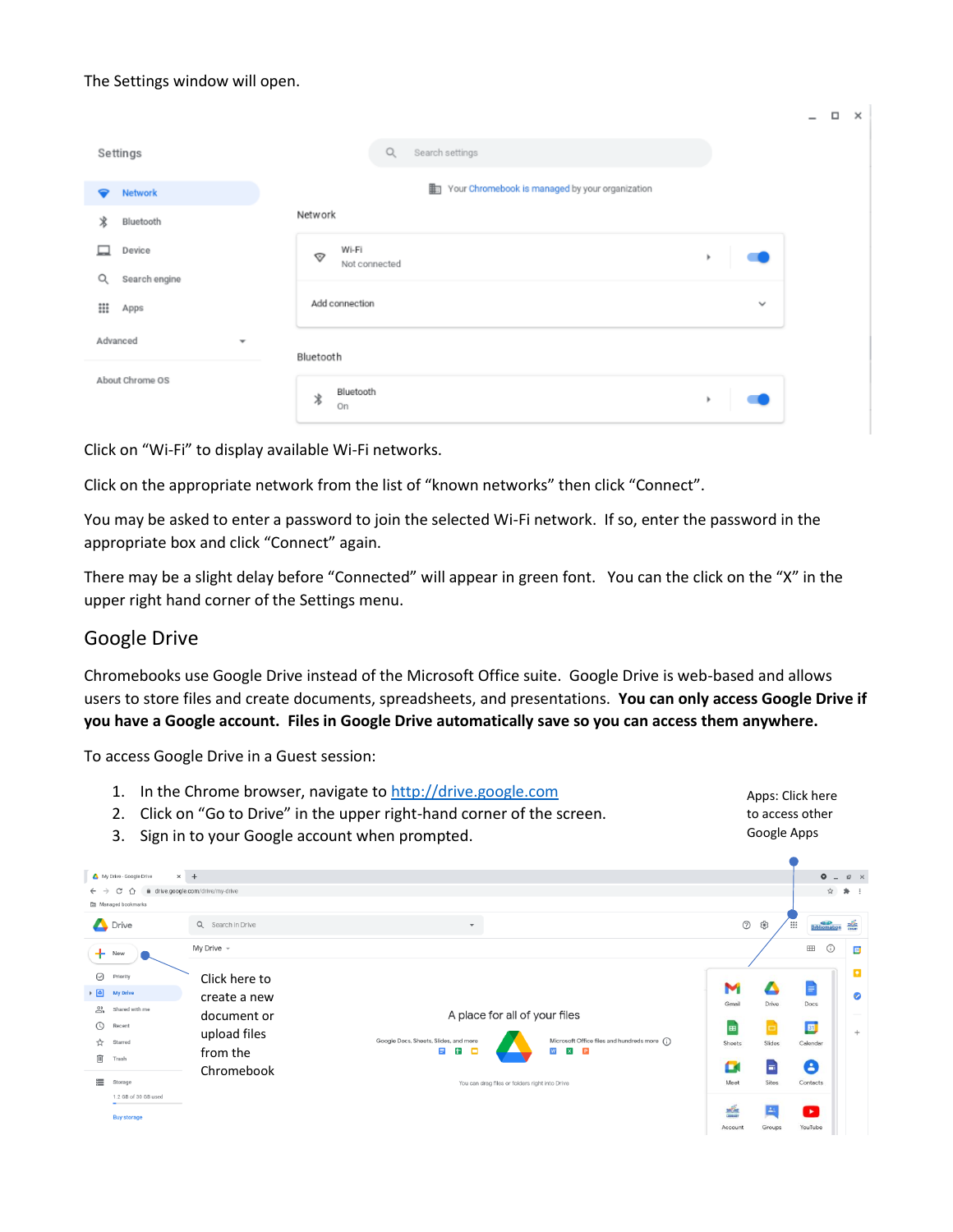The Settings window will open.

Click on “Wi-Fi” to display available Wi-Fi networks.

Click on the appropriate network from the list of “known networks” then click “Connect”.

You may be asked to enter a password to join the selected Wi-Fi network. If so, enter the password in the appropriate box and click “Connect” again.

There may be a slight delay before “Connected” will appear in green font. You can the click on the “X” in the upper right hand corner of the Settings menu.

## Google Drive

Chromebooks use Google Drive instead of the Microsoft Office suite. Google Drive is web-based and allows users to store files and create documents, spreadsheets, and presentations. **You can only access Google Drive if you have a Google account. Files in Google Drive automatically save so you can access them anywhere.**

To access Google Drive in a Guest session:

1. In the Chrome browser, navigate to [http://drive.google.com](http://drive.google.com)
2. Click on “Go to Drive” in the upper right-hand corner of the screen.
3. Sign in to your Google account when prompted.

Apps: Click here to access other Google Apps

Click here to create a new document or upload files from the Chromebook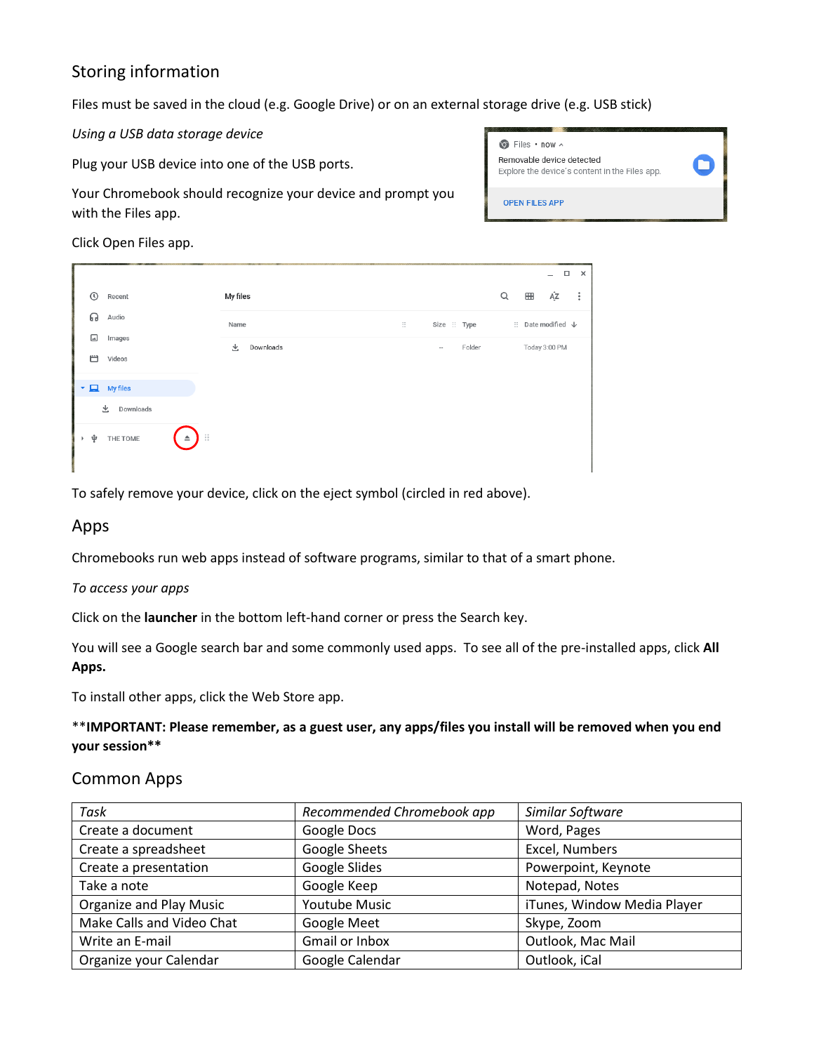## Storing information

Files must be saved in the cloud (e.g. Google Drive) or on an external storage drive (e.g. USB stick)

*Using a USB data storage device*

Plug your USB device into one of the USB ports.

Your Chromebook should recognize your device and prompt you with the Files app.

Click Open Files app.

To safely remove your device, click on the eject symbol (circled in red above).

## Apps

Chromebooks run web apps instead of software programs, similar to that of a smart phone.

*To access your apps*

Click on the **launcher** in the bottom left-hand corner or press the Search key.

You will see a Google search bar and some commonly used apps. To see all of the pre-installed apps, click **All Apps.**

To install other apps, click the Web Store app.

****IMPORTANT: Please remember, as a guest user, any apps/files you install will be removed when you end your session****

## Common Apps

| *Task* | *Recommended Chromebook app* | *Similar Software* |
|---|---|---|
| Create a document | Google Docs | Word, Pages |
| Create a spreadsheet | Google Sheets | Excel, Numbers |
| Create a presentation | Google Slides | Powerpoint, Keynote |
| Take a note | Google Keep | Notepad, Notes |
| Organize and Play Music | Youtube Music | iTunes, Window Media Player |
| Make Calls and Video Chat | Google Meet | Skype, Zoom |
| Write an E-mail | Gmail or Inbox | Outlook, Mac Mail |
| Organize your Calendar | Google Calendar | Outlook, iCal |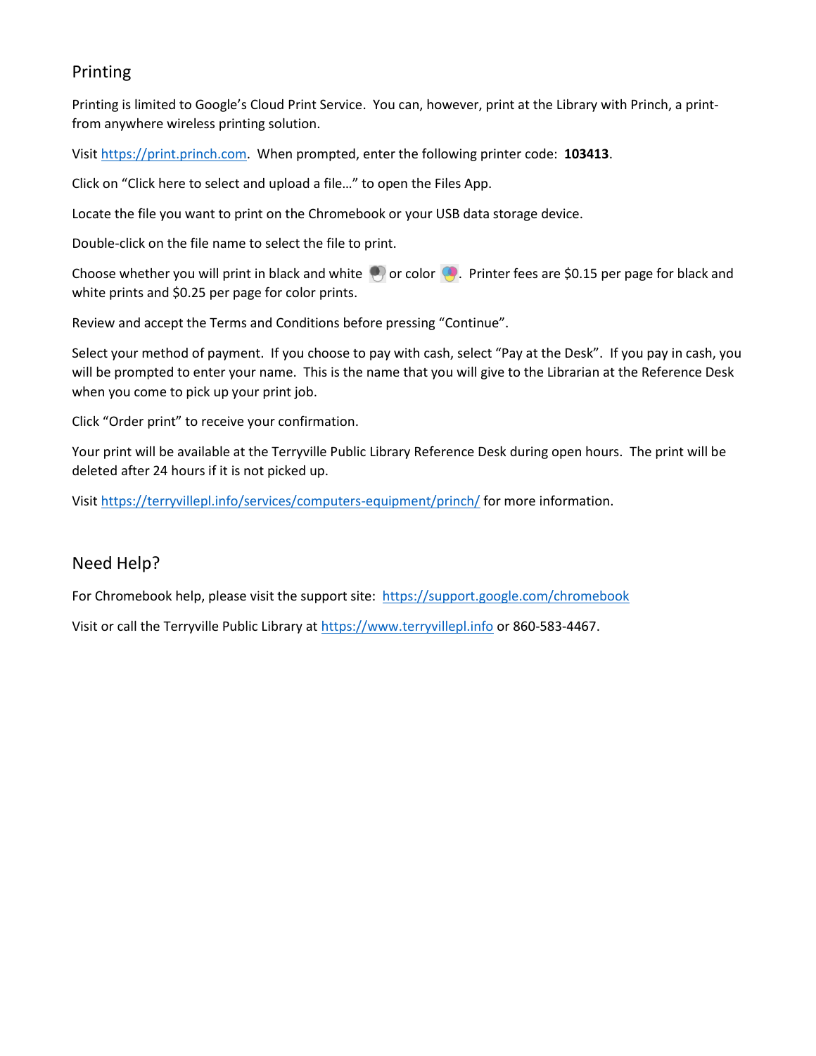## Printing

Printing is limited to Google's Cloud Print Service. You can, however, print at the Library with Princh, a print-from anywhere wireless printing solution.

Visit https://print.princh.com. When prompted, enter the following printer code: **103413**.

Click on "Click here to select and upload a file…" to open the Files App.

Locate the file you want to print on the Chromebook or your USB data storage device.

Double-click on the file name to select the file to print.

Choose whether you will print in black and white or color. Printer fees are $0.15 per page for black and white prints and $0.25 per page for color prints.

Review and accept the Terms and Conditions before pressing "Continue".

Select your method of payment. If you choose to pay with cash, select "Pay at the Desk". If you pay in cash, you will be prompted to enter your name. This is the name that you will give to the Librarian at the Reference Desk when you come to pick up your print job.

Click "Order print" to receive your confirmation.

Your print will be available at the Terryville Public Library Reference Desk during open hours. The print will be deleted after 24 hours if it is not picked up.

Visit https://terryvillepl.info/services/computers-equipment/princh/ for more information.

## Need Help?

For Chromebook help, please visit the support site: https://support.google.com/chromebook

Visit or call the Terryville Public Library at https://www.terryvillepl.info or 860-583-4467.